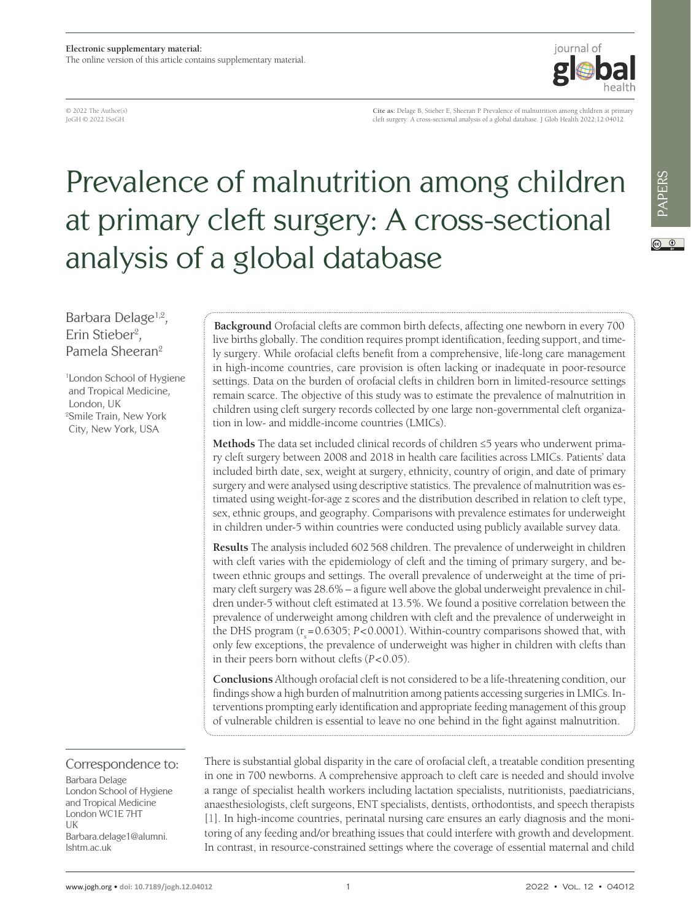Electronic supplementary material:
The online version of this article contains supplementary material.

© 2022 The Author(s)
JoGH © 2022 ISoGH

Cite as: Delage B, Stieber E, Sheeran P. Prevalence of malnutrition among children at primary cleft surgery: A cross-sectional analysis of a global database. J Glob Health 2022;12:04012.

# Prevalence of malnutrition among children at primary cleft surgery: A cross-sectional analysis of a global database

Barbara Delage[1,2], Erin Stieber[2], Pamela Sheeran[2]

[1]London School of Hygiene and Tropical Medicine, London, UK
[2]Smile Train, New York City, New York, USA

**Background** Orofacial clefts are common birth defects, affecting one newborn in every 700 live births globally. The condition requires prompt identification, feeding support, and timely surgery. While orofacial clefts benefit from a comprehensive, life-long care management in high-income countries, care provision is often lacking or inadequate in poor-resource settings. Data on the burden of orofacial clefts in children born in limited-resource settings remain scarce. The objective of this study was to estimate the prevalence of malnutrition in children using cleft surgery records collected by one large non-governmental cleft organization in low- and middle-income countries (LMICs).

**Methods** The data set included clinical records of children ≤5 years who underwent primary cleft surgery between 2008 and 2018 in health care facilities across LMICs. Patients' data included birth date, sex, weight at surgery, ethnicity, country of origin, and date of primary surgery and were analysed using descriptive statistics. The prevalence of malnutrition was estimated using weight-for-age *z* scores and the distribution described in relation to cleft type, sex, ethnic groups, and geography. Comparisons with prevalence estimates for underweight in children under-5 within countries were conducted using publicly available survey data.

**Results** The analysis included 602 568 children. The prevalence of underweight in children with cleft varies with the epidemiology of cleft and the timing of primary surgery, and between ethnic groups and settings. The overall prevalence of underweight at the time of primary cleft surgery was 28.6% – a figure well above the global underweight prevalence in children under-5 without cleft estimated at 13.5%. We found a positive correlation between the prevalence of underweight among children with cleft and the prevalence of underweight in the DHS program ($r_s = 0.6305$; $P < 0.0001$). Within-country comparisons showed that, with only few exceptions, the prevalence of underweight was higher in children with clefts than in their peers born without clefts ($P < 0.05$).

**Conclusions** Although orofacial cleft is not considered to be a life-threatening condition, our findings show a high burden of malnutrition among patients accessing surgeries in LMICs. Interventions prompting early identification and appropriate feeding management of this group of vulnerable children is essential to leave no one behind in the fight against malnutrition.

Correspondence to:
Barbara Delage
London School of Hygiene and Tropical Medicine
London WC1E 7HT
UK
Barbara.delage1@alumni.lshtm.ac.uk

There is substantial global disparity in the care of orofacial cleft, a treatable condition presenting in one in 700 newborns. A comprehensive approach to cleft care is needed and should involve a range of specialist health workers including lactation specialists, nutritionists, paediatricians, anaesthesiologists, cleft surgeons, ENT specialists, dentists, orthodontists, and speech therapists [1]. In high-income countries, perinatal nursing care ensures an early diagnosis and the monitoring of any feeding and/or breathing issues that could interfere with growth and development. In contrast, in resource-constrained settings where the coverage of essential maternal and child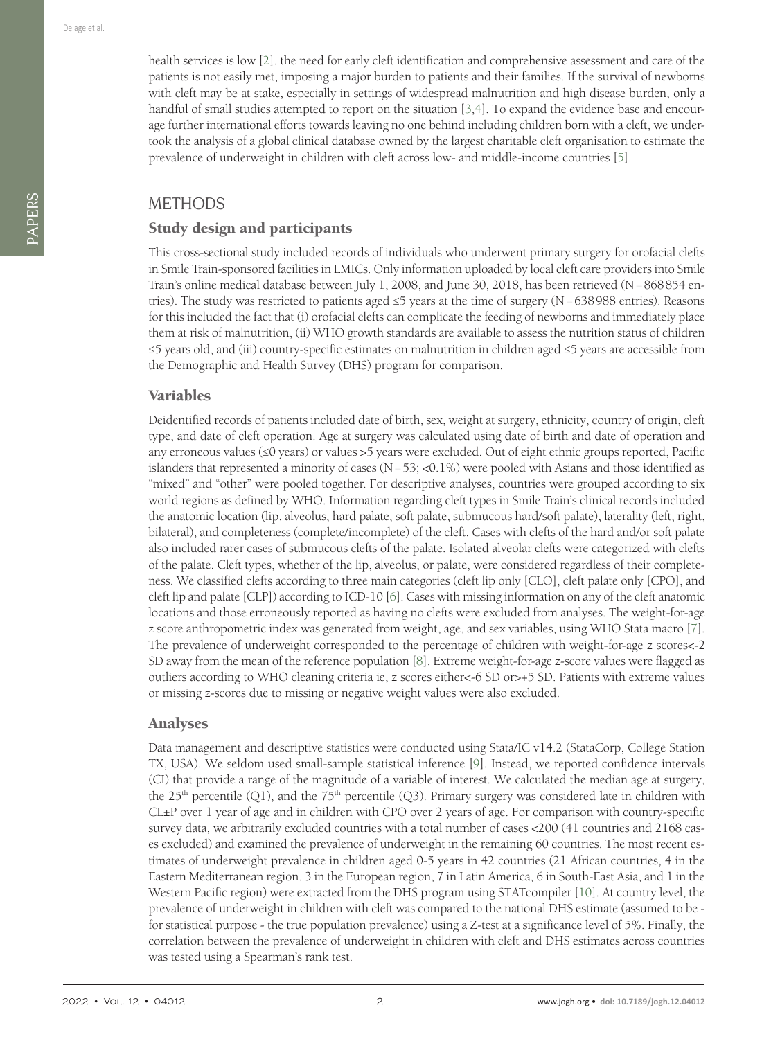health services is low [2], the need for early cleft identification and comprehensive assessment and care of the patients is not easily met, imposing a major burden to patients and their families. If the survival of newborns with cleft may be at stake, especially in settings of widespread malnutrition and high disease burden, only a handful of small studies attempted to report on the situation [3,4]. To expand the evidence base and encourage further international efforts towards leaving no one behind including children born with a cleft, we undertook the analysis of a global clinical database owned by the largest charitable cleft organisation to estimate the prevalence of underweight in children with cleft across low- and middle-income countries [5].

## METHODS

### Study design and participants

This cross-sectional study included records of individuals who underwent primary surgery for orofacial clefts in Smile Train-sponsored facilities in LMICs. Only information uploaded by local cleft care providers into Smile Train's online medical database between July 1, 2008, and June 30, 2018, has been retrieved (N = 868 854 entries). The study was restricted to patients aged ≤5 years at the time of surgery (N = 638 988 entries). Reasons for this included the fact that (i) orofacial clefts can complicate the feeding of newborns and immediately place them at risk of malnutrition, (ii) WHO growth standards are available to assess the nutrition status of children ≤5 years old, and (iii) country-specific estimates on malnutrition in children aged ≤5 years are accessible from the Demographic and Health Survey (DHS) program for comparison.

### Variables

Deidentified records of patients included date of birth, sex, weight at surgery, ethnicity, country of origin, cleft type, and date of cleft operation. Age at surgery was calculated using date of birth and date of operation and any erroneous values (≤0 years) or values >5 years were excluded. Out of eight ethnic groups reported, Pacific islanders that represented a minority of cases (N = 53; <0.1%) were pooled with Asians and those identified as "mixed" and "other" were pooled together. For descriptive analyses, countries were grouped according to six world regions as defined by WHO. Information regarding cleft types in Smile Train's clinical records included the anatomic location (lip, alveolus, hard palate, soft palate, submucous hard/soft palate), laterality (left, right, bilateral), and completeness (complete/incomplete) of the cleft. Cases with clefts of the hard and/or soft palate also included rarer cases of submucous clefts of the palate. Isolated alveolar clefts were categorized with clefts of the palate. Cleft types, whether of the lip, alveolus, or palate, were considered regardless of their completeness. We classified clefts according to three main categories (cleft lip only [CLO], cleft palate only [CPO], and cleft lip and palate [CLP]) according to ICD-10 [6]. Cases with missing information on any of the cleft anatomic locations and those erroneously reported as having no clefts were excluded from analyses. The weight-for-age z score anthropometric index was generated from weight, age, and sex variables, using WHO Stata macro [7]. The prevalence of underweight corresponded to the percentage of children with weight-for-age z scores<-2 SD away from the mean of the reference population [8]. Extreme weight-for-age z-score values were flagged as outliers according to WHO cleaning criteria ie, z scores either<-6 SD or>+5 SD. Patients with extreme values or missing z-scores due to missing or negative weight values were also excluded.

### Analyses

Data management and descriptive statistics were conducted using Stata/IC v14.2 (StataCorp, College Station TX, USA). We seldom used small-sample statistical inference [9]. Instead, we reported confidence intervals (CI) that provide a range of the magnitude of a variable of interest. We calculated the median age at surgery, the 25th percentile (Q1), and the 75th percentile (Q3). Primary surgery was considered late in children with CL±P over 1 year of age and in children with CPO over 2 years of age. For comparison with country-specific survey data, we arbitrarily excluded countries with a total number of cases <200 (41 countries and 2168 cases excluded) and examined the prevalence of underweight in the remaining 60 countries. The most recent estimates of underweight prevalence in children aged 0-5 years in 42 countries (21 African countries, 4 in the Eastern Mediterranean region, 3 in the European region, 7 in Latin America, 6 in South-East Asia, and 1 in the Western Pacific region) were extracted from the DHS program using STATcompiler [10]. At country level, the prevalence of underweight in children with cleft was compared to the national DHS estimate (assumed to be - for statistical purpose - the true population prevalence) using a Z-test at a significance level of 5%. Finally, the correlation between the prevalence of underweight in children with cleft and DHS estimates across countries was tested using a Spearman's rank test.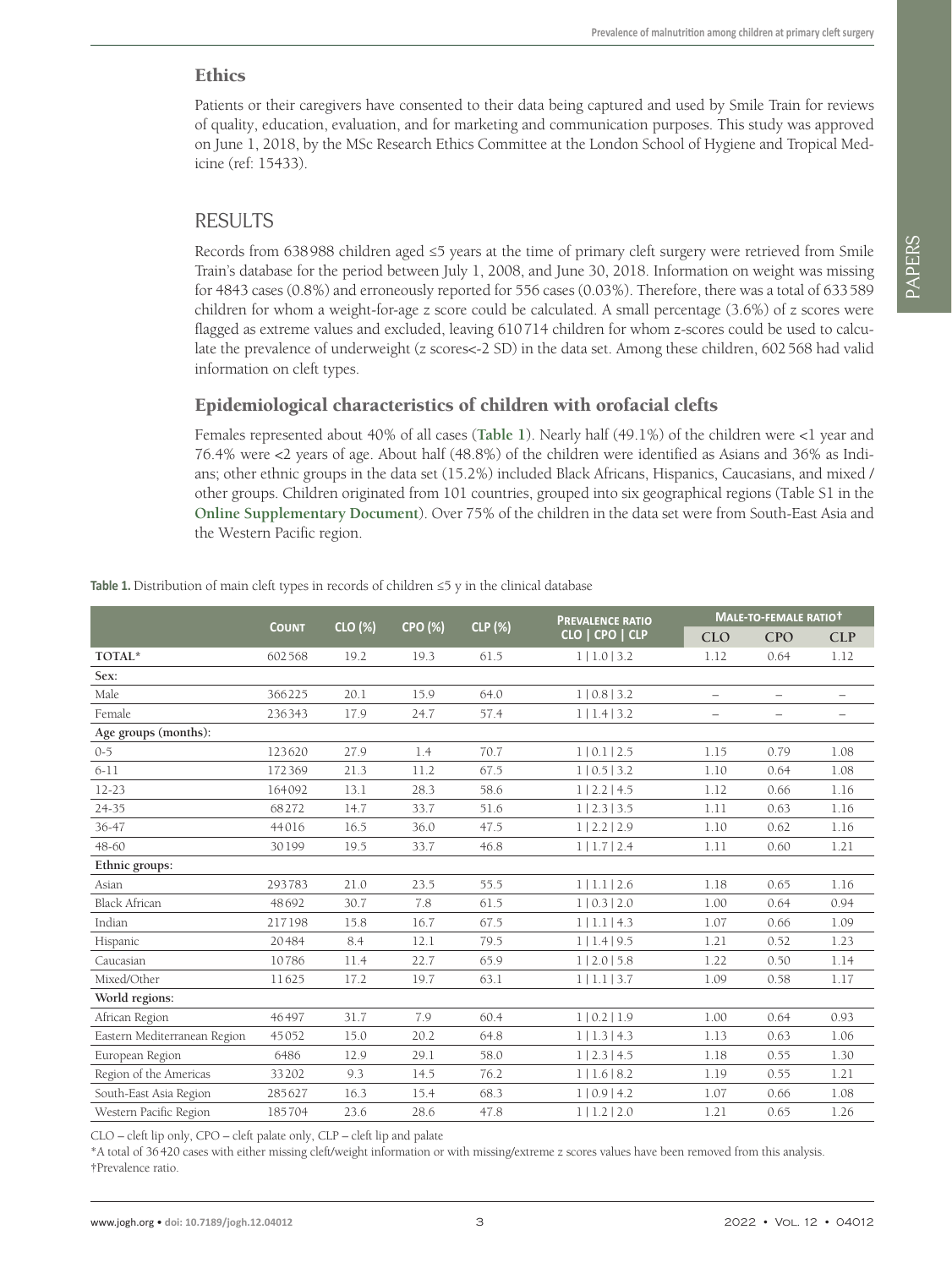## Ethics

Patients or their caregivers have consented to their data being captured and used by Smile Train for reviews of quality, education, evaluation, and for marketing and communication purposes. This study was approved on June 1, 2018, by the MSc Research Ethics Committee at the London School of Hygiene and Tropical Medicine (ref: 15433).

# RESULTS

Records from 638 988 children aged ≤5 years at the time of primary cleft surgery were retrieved from Smile Train's database for the period between July 1, 2008, and June 30, 2018. Information on weight was missing for 4843 cases (0.8%) and erroneously reported for 556 cases (0.03%). Therefore, there was a total of 633 589 children for whom a weight-for-age z score could be calculated. A small percentage (3.6%) of z scores were flagged as extreme values and excluded, leaving 610 714 children for whom z-scores could be used to calculate the prevalence of underweight (z scores<-2 SD) in the data set. Among these children, 602 568 had valid information on cleft types.

## Epidemiological characteristics of children with orofacial clefts

Females represented about 40% of all cases (**Table 1**). Nearly half (49.1%) of the children were <1 year and 76.4% were <2 years of age. About half (48.8%) of the children were identified as Asians and 36% as Indians; other ethnic groups in the data set (15.2%) included Black Africans, Hispanics, Caucasians, and mixed / other groups. Children originated from 101 countries, grouped into six geographical regions (Table S1 in the **Online Supplementary Document**). Over 75% of the children in the data set were from South-East Asia and the Western Pacific region.

**Table 1.** Distribution of main cleft types in records of children ≤5 y in the clinical database

| | Count | CLO (%) | CPO (%) | CLP (%) | Prevalence ratio CLO \| CPO \| CLP | Male-to-female ratio† | | |
|---|---|---|---|---|---|---|---|---|
| | | | | | | CLO | CPO | CLP |
| TOTAL* | 602 568 | 19.2 | 19.3 | 61.5 | 1 \| 1.0 \| 3.2 | 1.12 | 0.64 | 1.12 |
| **Sex:** | | | | | | | | |
| Male | 366225 | 20.1 | 15.9 | 64.0 | 1 \| 0.8 \| 3.2 | – | – | – |
| Female | 236343 | 17.9 | 24.7 | 57.4 | 1 \| 1.4 \| 3.2 | – | – | – |
| **Age groups (months):** | | | | | | | | |
| 0-5 | 123620 | 27.9 | 1.4 | 70.7 | 1 \| 0.1 \| 2.5 | 1.15 | 0.79 | 1.08 |
| 6-11 | 172369 | 21.3 | 11.2 | 67.5 | 1 \| 0.5 \| 3.2 | 1.10 | 0.64 | 1.08 |
| 12-23 | 164092 | 13.1 | 28.3 | 58.6 | 1 \| 2.2 \| 4.5 | 1.12 | 0.66 | 1.16 |
| 24-35 | 68272 | 14.7 | 33.7 | 51.6 | 1 \| 2.3 \| 3.5 | 1.11 | 0.63 | 1.16 |
| 36-47 | 44016 | 16.5 | 36.0 | 47.5 | 1 \| 2.2 \| 2.9 | 1.10 | 0.62 | 1.16 |
| 48-60 | 30199 | 19.5 | 33.7 | 46.8 | 1 \| 1.7 \| 2.4 | 1.11 | 0.60 | 1.21 |
| **Ethnic groups:** | | | | | | | | |
| Asian | 293783 | 21.0 | 23.5 | 55.5 | 1 \| 1.1 \| 2.6 | 1.18 | 0.65 | 1.16 |
| Black African | 48692 | 30.7 | 7.8 | 61.5 | 1 \| 0.3 \| 2.0 | 1.00 | 0.64 | 0.94 |
| Indian | 217198 | 15.8 | 16.7 | 67.5 | 1 \| 1.1 \| 4.3 | 1.07 | 0.66 | 1.09 |
| Hispanic | 20484 | 8.4 | 12.1 | 79.5 | 1 \| 1.4 \| 9.5 | 1.21 | 0.52 | 1.23 |
| Caucasian | 10786 | 11.4 | 22.7 | 65.9 | 1 \| 2.0 \| 5.8 | 1.22 | 0.50 | 1.14 |
| Mixed/Other | 11625 | 17.2 | 19.7 | 63.1 | 1 \| 1.1 \| 3.7 | 1.09 | 0.58 | 1.17 |
| **World regions:** | | | | | | | | |
| African Region | 46497 | 31.7 | 7.9 | 60.4 | 1 \| 0.2 \| 1.9 | 1.00 | 0.64 | 0.93 |
| Eastern Mediterranean Region | 45052 | 15.0 | 20.2 | 64.8 | 1 \| 1.3 \| 4.3 | 1.13 | 0.63 | 1.06 |
| European Region | 6486 | 12.9 | 29.1 | 58.0 | 1 \| 2.3 \| 4.5 | 1.18 | 0.55 | 1.30 |
| Region of the Americas | 33202 | 9.3 | 14.5 | 76.2 | 1 \| 1.6 \| 8.2 | 1.19 | 0.55 | 1.21 |
| South-East Asia Region | 285627 | 16.3 | 15.4 | 68.3 | 1 \| 0.9 \| 4.2 | 1.07 | 0.66 | 1.08 |
| Western Pacific Region | 185704 | 23.6 | 28.6 | 47.8 | 1 \| 1.2 \| 2.0 | 1.21 | 0.65 | 1.26 |

CLO – cleft lip only, CPO – cleft palate only, CLP – cleft lip and palate

*A total of 36 420 cases with either missing cleft/weight information or with missing/extreme z scores values have been removed from this analysis.

†Prevalence ratio.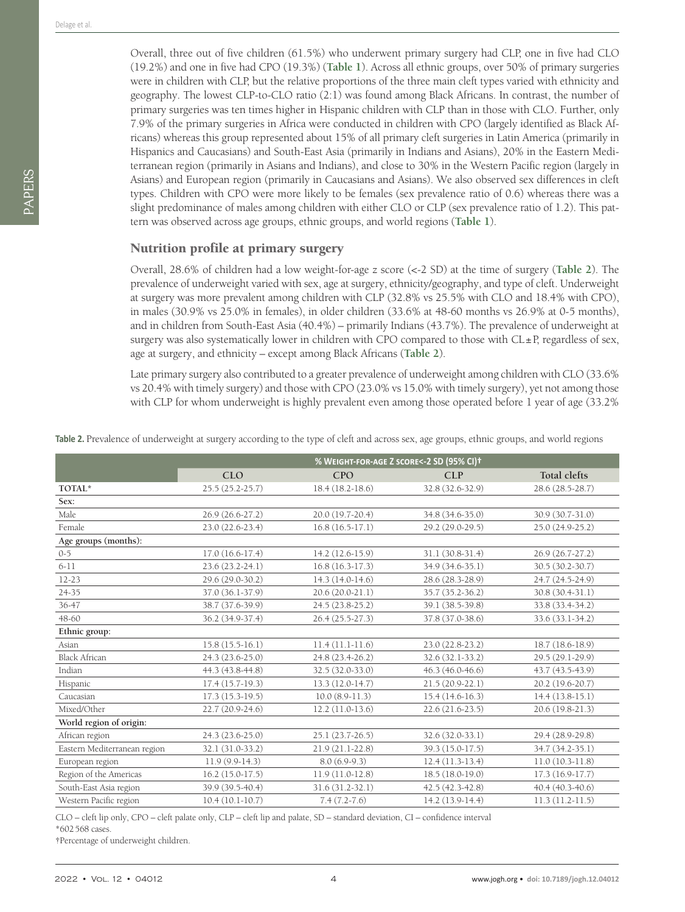Overall, three out of five children (61.5%) who underwent primary surgery had CLP, one in five had CLO (19.2%) and one in five had CPO (19.3%) (**Table 1**). Across all ethnic groups, over 50% of primary surgeries were in children with CLP, but the relative proportions of the three main cleft types varied with ethnicity and geography. The lowest CLP-to-CLO ratio (2:1) was found among Black Africans. In contrast, the number of primary surgeries was ten times higher in Hispanic children with CLP than in those with CLO. Further, only 7.9% of the primary surgeries in Africa were conducted in children with CPO (largely identified as Black Africans) whereas this group represented about 15% of all primary cleft surgeries in Latin America (primarily in Hispanics and Caucasians) and South-East Asia (primarily in Indians and Asians), 20% in the Eastern Mediterranean region (primarily in Asians and Indians), and close to 30% in the Western Pacific region (largely in Asians) and European region (primarily in Caucasians and Asians). We also observed sex differences in cleft types. Children with CPO were more likely to be females (sex prevalence ratio of 0.6) whereas there was a slight predominance of males among children with either CLO or CLP (sex prevalence ratio of 1.2). This pattern was observed across age groups, ethnic groups, and world regions (**Table 1**).

## Nutrition profile at primary surgery

Overall, 28.6% of children had a low weight-for-age z score (<-2 SD) at the time of surgery (**Table 2**). The prevalence of underweight varied with sex, age at surgery, ethnicity/geography, and type of cleft. Underweight at surgery was more prevalent among children with CLP (32.8% vs 25.5% with CLO and 18.4% with CPO), in males (30.9% vs 25.0% in females), in older children (33.6% at 48-60 months vs 26.9% at 0-5 months), and in children from South-East Asia (40.4%) – primarily Indians (43.7%). The prevalence of underweight at surgery was also systematically lower in children with CPO compared to those with CL±P, regardless of sex, age at surgery, and ethnicity – except among Black Africans (**Table 2**).

Late primary surgery also contributed to a greater prevalence of underweight among children with CLO (33.6% vs 20.4% with timely surgery) and those with CPO (23.0% vs 15.0% with timely surgery), yet not among those with CLP for whom underweight is highly prevalent even among those operated before 1 year of age (33.2%

**Table 2.** Prevalence of underweight at surgery according to the type of cleft and across sex, age groups, ethnic groups, and world regions

| | % Weight-for-age z score<-2 SD (95% CI)† | | | |
|---|---|---|---|---|
| | **CLO** | **CPO** | **CLP** | **Total clefts** |
| **TOTAL*** | 25.5 (25.2-25.7) | 18.4 (18.2-18.6) | 32.8 (32.6-32.9) | 28.6 (28.5-28.7) |
| **Sex:** | | | | |
| Male | 26.9 (26.6-27.2) | 20.0 (19.7-20.4) | 34.8 (34.6-35.0) | 30.9 (30.7-31.0) |
| Female | 23.0 (22.6-23.4) | 16.8 (16.5-17.1) | 29.2 (29.0-29.5) | 25.0 (24.9-25.2) |
| **Age groups (months):** | | | | |
| 0-5 | 17.0 (16.6-17.4) | 14.2 (12.6-15.9) | 31.1 (30.8-31.4) | 26.9 (26.7-27.2) |
| 6-11 | 23.6 (23.2-24.1) | 16.8 (16.3-17.3) | 34.9 (34.6-35.1) | 30.5 (30.2-30.7) |
| 12-23 | 29.6 (29.0-30.2) | 14.3 (14.0-14.6) | 28.6 (28.3-28.9) | 24.7 (24.5-24.9) |
| 24-35 | 37.0 (36.1-37.9) | 20.6 (20.0-21.1) | 35.7 (35.2-36.2) | 30.8 (30.4-31.1) |
| 36-47 | 38.7 (37.6-39.9) | 24.5 (23.8-25.2) | 39.1 (38.5-39.8) | 33.8 (33.4-34.2) |
| 48-60 | 36.2 (34.9-37.4) | 26.4 (25.5-27.3) | 37.8 (37.0-38.6) | 33.6 (33.1-34.2) |
| **Ethnic group:** | | | | |
| Asian | 15.8 (15.5-16.1) | 11.4 (11.1-11.6) | 23.0 (22.8-23.2) | 18.7 (18.6-18.9) |
| Black African | 24.3 (23.6-25.0) | 24.8 (23.4-26.2) | 32.6 (32.1-33.2) | 29.5 (29.1-29.9) |
| Indian | 44.3 (43.8-44.8) | 32.5 (32.0-33.0) | 46.3 (46.0-46.6) | 43.7 (43.5-43.9) |
| Hispanic | 17.4 (15.7-19.3) | 13.3 (12.0-14.7) | 21.5 (20.9-22.1) | 20.2 (19.6-20.7) |
| Caucasian | 17.3 (15.3-19.5) | 10.0 (8.9-11.3) | 15.4 (14.6-16.3) | 14.4 (13.8-15.1) |
| Mixed/Other | 22.7 (20.9-24.6) | 12.2 (11.0-13.6) | 22.6 (21.6-23.5) | 20.6 (19.8-21.3) |
| **World region of origin:** | | | | |
| African region | 24.3 (23.6-25.0) | 25.1 (23.7-26.5) | 32.6 (32.0-33.1) | 29.4 (28.9-29.8) |
| Eastern Mediterranean region | 32.1 (31.0-33.2) | 21.9 (21.1-22.8) | 39.3 (15.0-17.5) | 34.7 (34.2-35.1) |
| European region | 11.9 (9.9-14.3) | 8.0 (6.9-9.3) | 12.4 (11.3-13.4) | 11.0 (10.3-11.8) |
| Region of the Americas | 16.2 (15.0-17.5) | 11.9 (11.0-12.8) | 18.5 (18.0-19.0) | 17.3 (16.9-17.7) |
| South-East Asia region | 39.9 (39.5-40.4) | 31.6 (31.2-32.1) | 42.5 (42.3-42.8) | 40.4 (40.3-40.6) |
| Western Pacific region | 10.4 (10.1-10.7) | 7.4 (7.2-7.6) | 14.2 (13.9-14.4) | 11.3 (11.2-11.5) |

CLO – cleft lip only, CPO – cleft palate only, CLP – cleft lip and palate, SD – standard deviation, CI – confidence interval

*602 568 cases.

†Percentage of underweight children.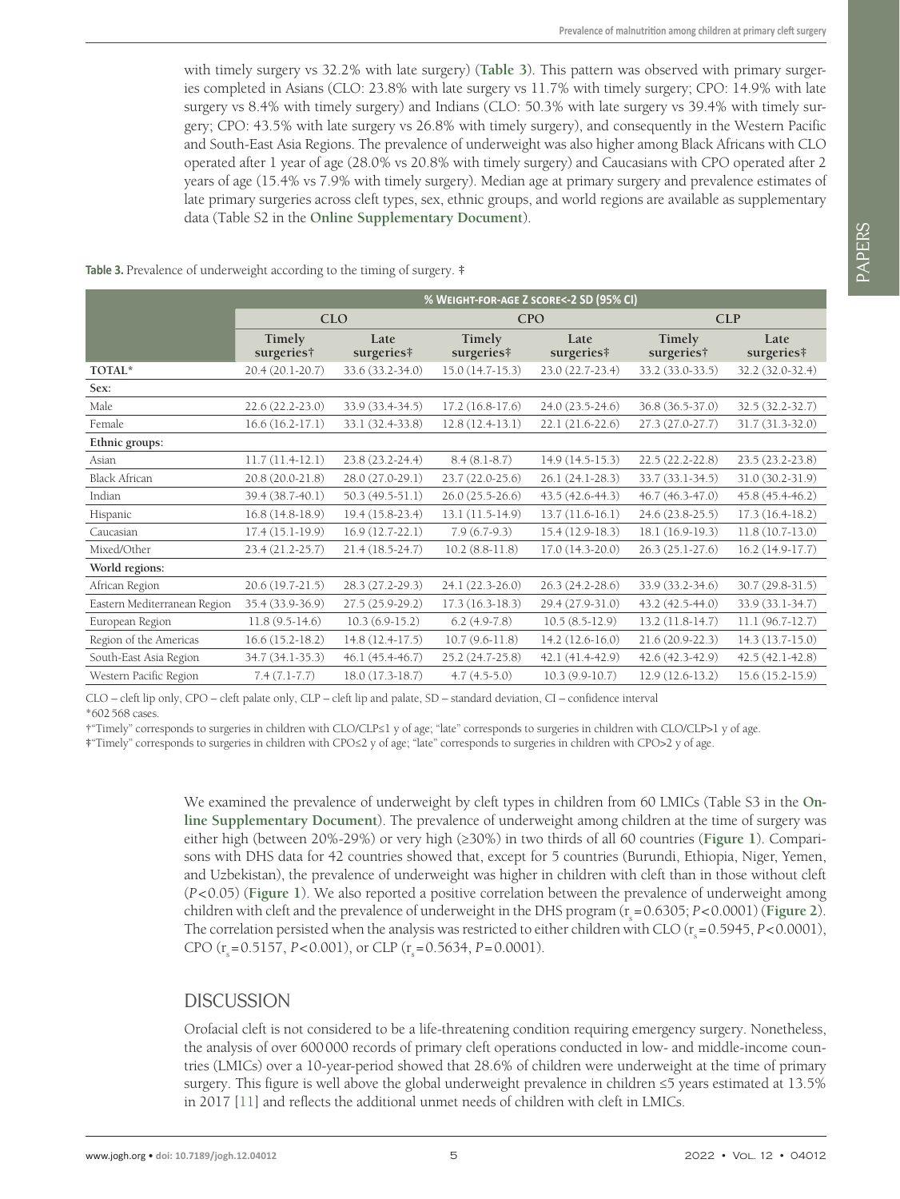with timely surgery vs 32.2% with late surgery) (**Table 3**). This pattern was observed with primary surgeries completed in Asians (CLO: 23.8% with late surgery vs 11.7% with timely surgery; CPO: 14.9% with late surgery vs 8.4% with timely surgery) and Indians (CLO: 50.3% with late surgery vs 39.4% with timely surgery; CPO: 43.5% with late surgery vs 26.8% with timely surgery), and consequently in the Western Pacific and South-East Asia Regions. The prevalence of underweight was also higher among Black Africans with CLO operated after 1 year of age (28.0% vs 20.8% with timely surgery) and Caucasians with CPO operated after 2 years of age (15.4% vs 7.9% with timely surgery). Median age at primary surgery and prevalence estimates of late primary surgeries across cleft types, sex, ethnic groups, and world regions are available as supplementary data (Table S2 in the **Online Supplementary Document**).

**Table 3.** Prevalence of underweight according to the timing of surgery. ‡

| | % Weight-for-age Z score<-2 SD (95% CI) | | | | | |
|---|---|---|---|---|---|---|
| | CLO | | CPO | | CLP | |
| | Timely surgeries† | Late surgeries‡ | Timely surgeries‡ | Late surgeries‡ | Timely surgeries† | Late surgeries‡ |
| **TOTAL*** | 20.4 (20.1-20.7) | 33.6 (33.2-34.0) | 15.0 (14.7-15.3) | 23.0 (22.7-23.4) | 33.2 (33.0-33.5) | 32.2 (32.0-32.4) |
| **Sex:** | | | | | | |
| Male | 22.6 (22.2-23.0) | 33.9 (33.4-34.5) | 17.2 (16.8-17.6) | 24.0 (23.5-24.6) | 36.8 (36.5-37.0) | 32.5 (32.2-32.7) |
| Female | 16.6 (16.2-17.1) | 33.1 (32.4-33.8) | 12.8 (12.4-13.1) | 22.1 (21.6-22.6) | 27.3 (27.0-27.7) | 31.7 (31.3-32.0) |
| **Ethnic groups:** | | | | | | |
| Asian | 11.7 (11.4-12.1) | 23.8 (23.2-24.4) | 8.4 (8.1-8.7) | 14.9 (14.5-15.3) | 22.5 (22.2-22.8) | 23.5 (23.2-23.8) |
| Black African | 20.8 (20.0-21.8) | 28.0 (27.0-29.1) | 23.7 (22.0-25.6) | 26.1 (24.1-28.3) | 33.7 (33.1-34.5) | 31.0 (30.2-31.9) |
| Indian | 39.4 (38.7-40.1) | 50.3 (49.5-51.1) | 26.0 (25.5-26.6) | 43.5 (42.6-44.3) | 46.7 (46.3-47.0) | 45.8 (45.4-46.2) |
| Hispanic | 16.8 (14.8-18.9) | 19.4 (15.8-23.4) | 13.1 (11.5-14.9) | 13.7 (11.6-16.1) | 24.6 (23.8-25.5) | 17.3 (16.4-18.2) |
| Caucasian | 17.4 (15.1-19.9) | 16.9 (12.7-22.1) | 7.9 (6.7-9.3) | 15.4 (12.9-18.3) | 18.1 (16.9-19.3) | 11.8 (10.7-13.0) |
| Mixed/Other | 23.4 (21.2-25.7) | 21.4 (18.5-24.7) | 10.2 (8.8-11.8) | 17.0 (14.3-20.0) | 26.3 (25.1-27.6) | 16.2 (14.9-17.7) |
| **World regions:** | | | | | | |
| African Region | 20.6 (19.7-21.5) | 28.3 (27.2-29.3) | 24.1 (22.3-26.0) | 26.3 (24.2-28.6) | 33.9 (33.2-34.6) | 30.7 (29.8-31.5) |
| Eastern Mediterranean Region | 35.4 (33.9-36.9) | 27.5 (25.9-29.2) | 17.3 (16.3-18.3) | 29.4 (27.9-31.0) | 43.2 (42.5-44.0) | 33.9 (33.1-34.7) |
| European Region | 11.8 (9.5-14.6) | 10.3 (6.9-15.2) | 6.2 (4.9-7.8) | 10.5 (8.5-12.9) | 13.2 (11.8-14.7) | 11.1 (96.7-12.7) |
| Region of the Americas | 16.6 (15.2-18.2) | 14.8 (12.4-17.5) | 10.7 (9.6-11.8) | 14.2 (12.6-16.0) | 21.6 (20.9-22.3) | 14.3 (13.7-15.0) |
| South-East Asia Region | 34.7 (34.1-35.3) | 46.1 (45.4-46.7) | 25.2 (24.7-25.8) | 42.1 (41.4-42.9) | 42.6 (42.3-42.9) | 42.5 (42.1-42.8) |
| Western Pacific Region | 7.4 (7.1-7.7) | 18.0 (17.3-18.7) | 4.7 (4.5-5.0) | 10.3 (9.9-10.7) | 12.9 (12.6-13.2) | 15.6 (15.2-15.9) |

CLO – cleft lip only, CPO – cleft palate only, CLP – cleft lip and palate, SD – standard deviation, CI – confidence interval

*602 568 cases.

†"Timely" corresponds to surgeries in children with CLO/CLP≤1 y of age; "late" corresponds to surgeries in children with CLO/CLP>1 y of age.

‡"Timely" corresponds to surgeries in children with CPO≤2 y of age; "late" corresponds to surgeries in children with CPO>2 y of age.

We examined the prevalence of underweight by cleft types in children from 60 LMICs (Table S3 in the **Online Supplementary Document**). The prevalence of underweight among children at the time of surgery was either high (between 20%-29%) or very high (≥30%) in two thirds of all 60 countries (**Figure 1**). Comparisons with DHS data for 42 countries showed that, except for 5 countries (Burundi, Ethiopia, Niger, Yemen, and Uzbekistan), the prevalence of underweight was higher in children with cleft than in those without cleft ($P<0.05$) (**Figure 1**). We also reported a positive correlation between the prevalence of underweight among children with cleft and the prevalence of underweight in the DHS program ($r_s=0.6305$; $P<0.0001$) (**Figure 2**). The correlation persisted when the analysis was restricted to either children with CLO ($r_s=0.5945$, $P<0.0001$), CPO ($r_s=0.5157$, $P<0.001$), or CLP ($r_s=0.5634$, $P=0.0001$).

## DISCUSSION

Orofacial cleft is not considered to be a life-threatening condition requiring emergency surgery. Nonetheless, the analysis of over 600 000 records of primary cleft operations conducted in low- and middle-income countries (LMICs) over a 10-year-period showed that 28.6% of children were underweight at the time of primary surgery. This figure is well above the global underweight prevalence in children ≤5 years estimated at 13.5% in 2017 [11] and reflects the additional unmet needs of children with cleft in LMICs.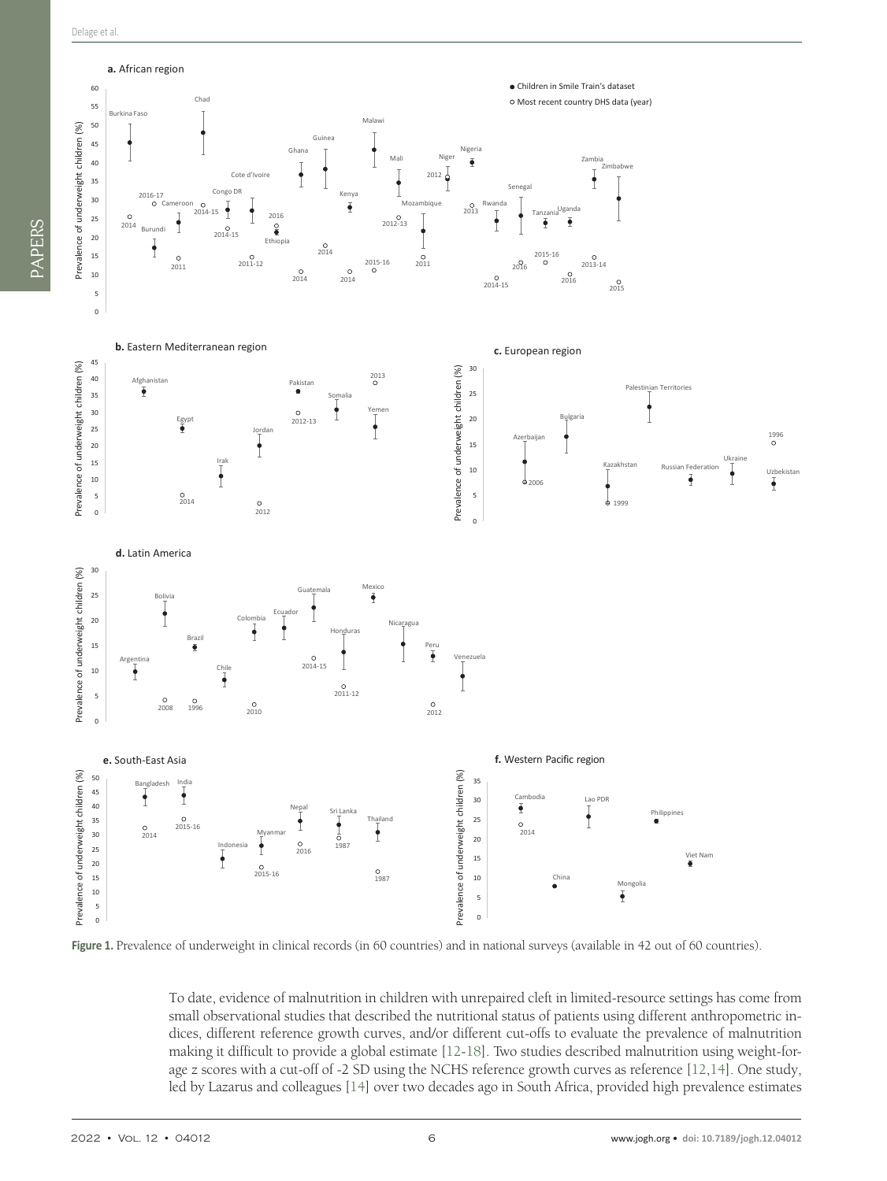**Figure 1.** Prevalence of underweight in clinical records (in 60 countries) and in national surveys (available in 42 out of 60 countries).

To date, evidence of malnutrition in children with unrepaired cleft in limited-resource settings has come from small observational studies that described the nutritional status of patients using different anthropometric indices, different reference growth curves, and/or different cut-offs to evaluate the prevalence of malnutrition making it difficult to provide a global estimate [12-18]. Two studies described malnutrition using weight-for-age z scores with a cut-off of -2 SD using the NCHS reference growth curves as reference [12,14]. One study, led by Lazarus and colleagues [14] over two decades ago in South Africa, provided high prevalence estimates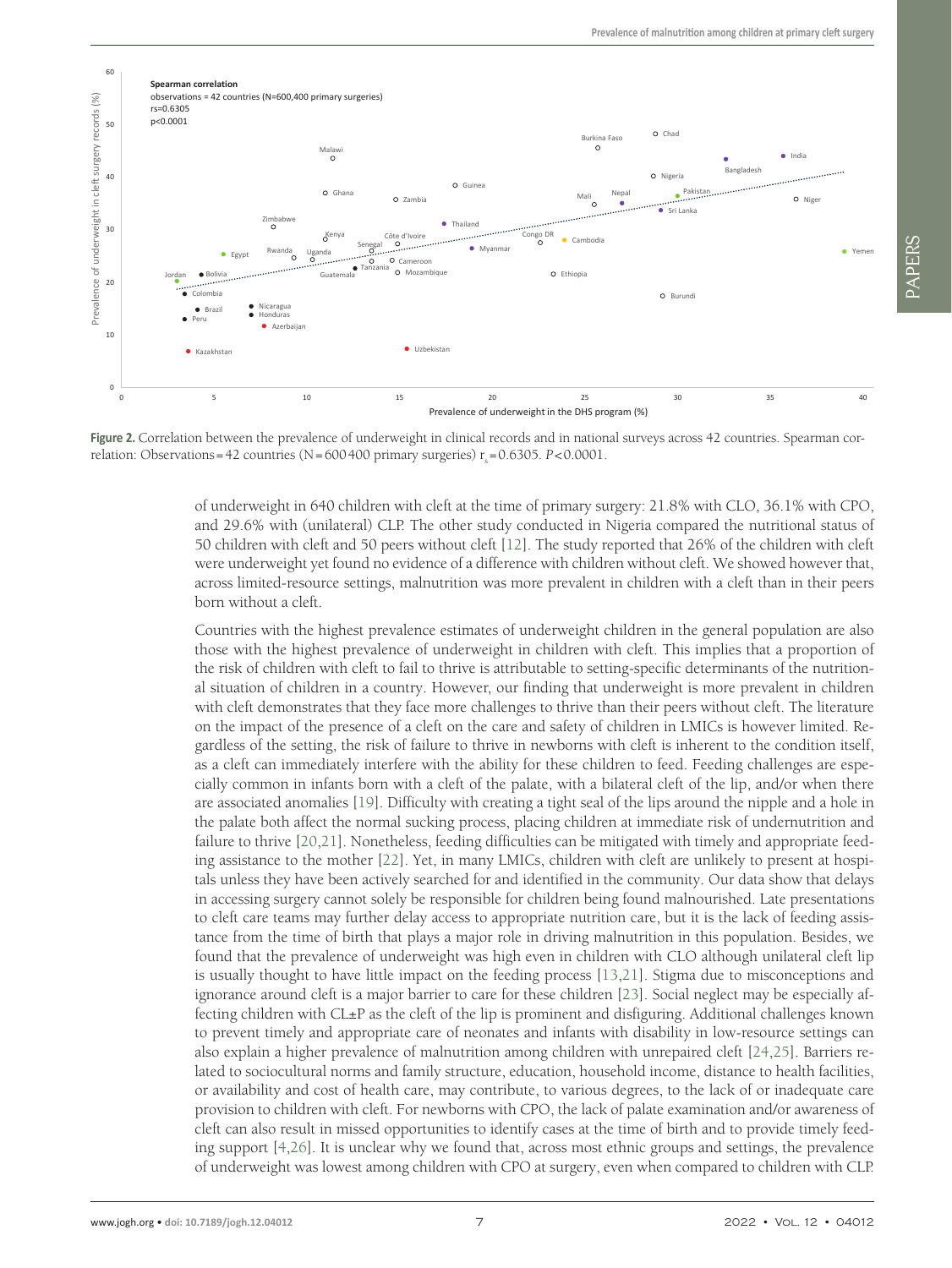**Figure 2.** Correlation between the prevalence of underweight in clinical records and in national surveys across 42 countries. Spearman correlation: Observations = 42 countries (N = 600 400 primary surgeries) $r_s = 0.6305$. $P < 0.0001$.

of underweight in 640 children with cleft at the time of primary surgery: 21.8% with CLO, 36.1% with CPO, and 29.6% with (unilateral) CLP. The other study conducted in Nigeria compared the nutritional status of 50 children with cleft and 50 peers without cleft [12]. The study reported that 26% of the children with cleft were underweight yet found no evidence of a difference with children without cleft. We showed however that, across limited-resource settings, malnutrition was more prevalent in children with a cleft than in their peers born without a cleft.

Countries with the highest prevalence estimates of underweight children in the general population are also those with the highest prevalence of underweight in children with cleft. This implies that a proportion of the risk of children with cleft to fail to thrive is attributable to setting-specific determinants of the nutritional situation of children in a country. However, our finding that underweight is more prevalent in children with cleft demonstrates that they face more challenges to thrive than their peers without cleft. The literature on the impact of the presence of a cleft on the care and safety of children in LMICs is however limited. Regardless of the setting, the risk of failure to thrive in newborns with cleft is inherent to the condition itself, as a cleft can immediately interfere with the ability for these children to feed. Feeding challenges are especially common in infants born with a cleft of the palate, with a bilateral cleft of the lip, and/or when there are associated anomalies [19]. Difficulty with creating a tight seal of the lips around the nipple and a hole in the palate both affect the normal sucking process, placing children at immediate risk of undernutrition and failure to thrive [20,21]. Nonetheless, feeding difficulties can be mitigated with timely and appropriate feeding assistance to the mother [22]. Yet, in many LMICs, children with cleft are unlikely to present at hospitals unless they have been actively searched for and identified in the community. Our data show that delays in accessing surgery cannot solely be responsible for children being found malnourished. Late presentations to cleft care teams may further delay access to appropriate nutrition care, but it is the lack of feeding assistance from the time of birth that plays a major role in driving malnutrition in this population. Besides, we found that the prevalence of underweight was high even in children with CLO although unilateral cleft lip is usually thought to have little impact on the feeding process [13,21]. Stigma due to misconceptions and ignorance around cleft is a major barrier to care for these children [23]. Social neglect may be especially affecting children with CL±P as the cleft of the lip is prominent and disfiguring. Additional challenges known to prevent timely and appropriate care of neonates and infants with disability in low-resource settings can also explain a higher prevalence of malnutrition among children with unrepaired cleft [24,25]. Barriers related to sociocultural norms and family structure, education, household income, distance to health facilities, or availability and cost of health care, may contribute, to various degrees, to the lack of or inadequate care provision to children with cleft. For newborns with CPO, the lack of palate examination and/or awareness of cleft can also result in missed opportunities to identify cases at the time of birth and to provide timely feeding support [4,26]. It is unclear why we found that, across most ethnic groups and settings, the prevalence of underweight was lowest among children with CPO at surgery, even when compared to children with CLP.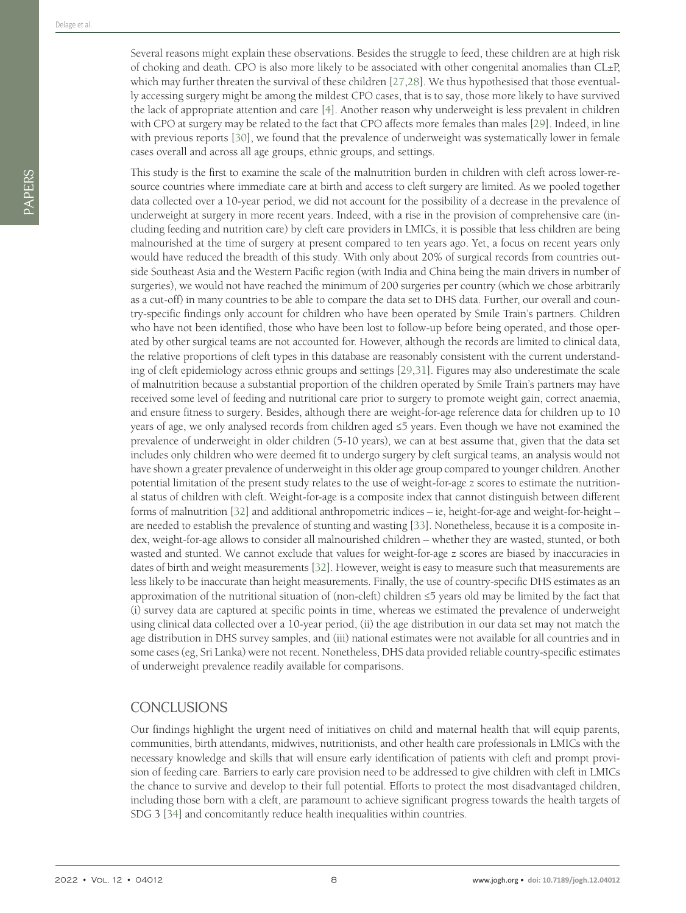Several reasons might explain these observations. Besides the struggle to feed, these children are at high risk of choking and death. CPO is also more likely to be associated with other congenital anomalies than CL±P, which may further threaten the survival of these children [27,28]. We thus hypothesised that those eventually accessing surgery might be among the mildest CPO cases, that is to say, those more likely to have survived the lack of appropriate attention and care [4]. Another reason why underweight is less prevalent in children with CPO at surgery may be related to the fact that CPO affects more females than males [29]. Indeed, in line with previous reports [30], we found that the prevalence of underweight was systematically lower in female cases overall and across all age groups, ethnic groups, and settings.

This study is the first to examine the scale of the malnutrition burden in children with cleft across lower-resource countries where immediate care at birth and access to cleft surgery are limited. As we pooled together data collected over a 10-year period, we did not account for the possibility of a decrease in the prevalence of underweight at surgery in more recent years. Indeed, with a rise in the provision of comprehensive care (including feeding and nutrition care) by cleft care providers in LMICs, it is possible that less children are being malnourished at the time of surgery at present compared to ten years ago. Yet, a focus on recent years only would have reduced the breadth of this study. With only about 20% of surgical records from countries outside Southeast Asia and the Western Pacific region (with India and China being the main drivers in number of surgeries), we would not have reached the minimum of 200 surgeries per country (which we chose arbitrarily as a cut-off) in many countries to be able to compare the data set to DHS data. Further, our overall and country-specific findings only account for children who have been operated by Smile Train's partners. Children who have not been identified, those who have been lost to follow-up before being operated, and those operated by other surgical teams are not accounted for. However, although the records are limited to clinical data, the relative proportions of cleft types in this database are reasonably consistent with the current understanding of cleft epidemiology across ethnic groups and settings [29,31]. Figures may also underestimate the scale of malnutrition because a substantial proportion of the children operated by Smile Train's partners may have received some level of feeding and nutritional care prior to surgery to promote weight gain, correct anaemia, and ensure fitness to surgery. Besides, although there are weight-for-age reference data for children up to 10 years of age, we only analysed records from children aged ≤5 years. Even though we have not examined the prevalence of underweight in older children (5-10 years), we can at best assume that, given that the data set includes only children who were deemed fit to undergo surgery by cleft surgical teams, an analysis would not have shown a greater prevalence of underweight in this older age group compared to younger children. Another potential limitation of the present study relates to the use of weight-for-age z scores to estimate the nutritional status of children with cleft. Weight-for-age is a composite index that cannot distinguish between different forms of malnutrition [32] and additional anthropometric indices – ie, height-for-age and weight-for-height – are needed to establish the prevalence of stunting and wasting [33]. Nonetheless, because it is a composite index, weight-for-age allows to consider all malnourished children – whether they are wasted, stunted, or both wasted and stunted. We cannot exclude that values for weight-for-age z scores are biased by inaccuracies in dates of birth and weight measurements [32]. However, weight is easy to measure such that measurements are less likely to be inaccurate than height measurements. Finally, the use of country-specific DHS estimates as an approximation of the nutritional situation of (non-cleft) children ≤5 years old may be limited by the fact that (i) survey data are captured at specific points in time, whereas we estimated the prevalence of underweight using clinical data collected over a 10-year period, (ii) the age distribution in our data set may not match the age distribution in DHS survey samples, and (iii) national estimates were not available for all countries and in some cases (eg, Sri Lanka) were not recent. Nonetheless, DHS data provided reliable country-specific estimates of underweight prevalence readily available for comparisons.

## CONCLUSIONS

Our findings highlight the urgent need of initiatives on child and maternal health that will equip parents, communities, birth attendants, midwives, nutritionists, and other health care professionals in LMICs with the necessary knowledge and skills that will ensure early identification of patients with cleft and prompt provision of feeding care. Barriers to early care provision need to be addressed to give children with cleft in LMICs the chance to survive and develop to their full potential. Efforts to protect the most disadvantaged children, including those born with a cleft, are paramount to achieve significant progress towards the health targets of SDG 3 [34] and concomitantly reduce health inequalities within countries.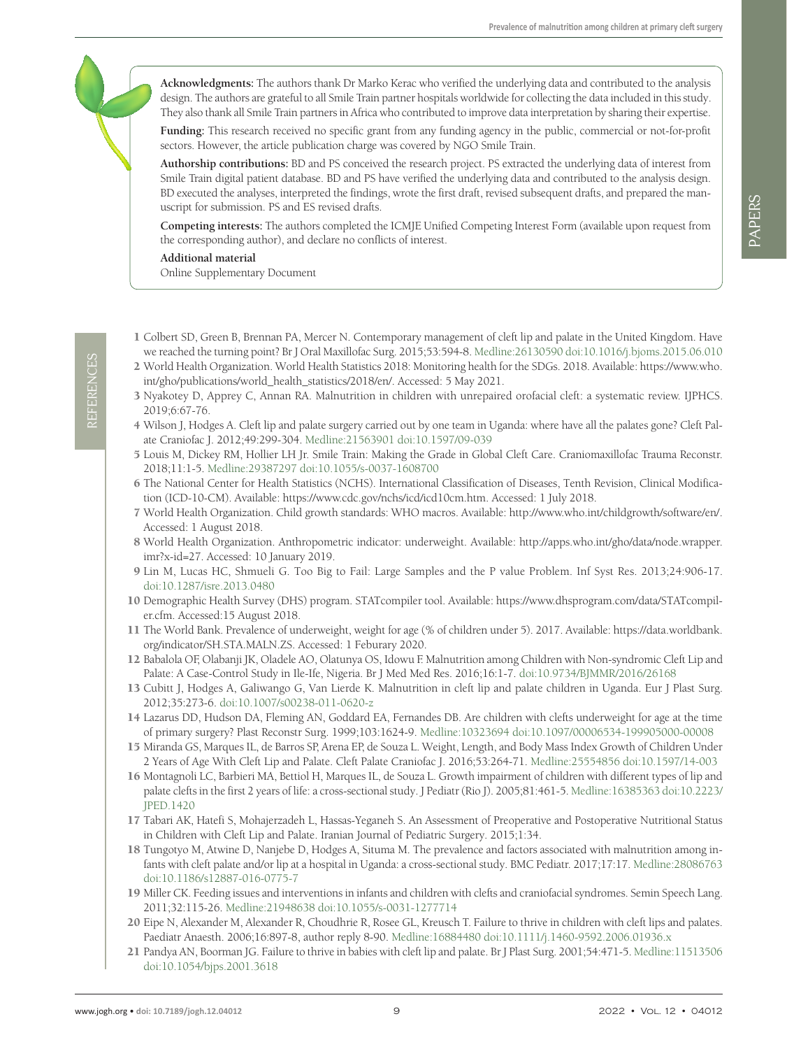**Acknowledgments:** The authors thank Dr Marko Kerac who verified the underlying data and contributed to the analysis design. The authors are grateful to all Smile Train partner hospitals worldwide for collecting the data included in this study. They also thank all Smile Train partners in Africa who contributed to improve data interpretation by sharing their expertise.

**Funding:** This research received no specific grant from any funding agency in the public, commercial or not-for-profit sectors. However, the article publication charge was covered by NGO Smile Train.

**Authorship contributions:** BD and PS conceived the research project. PS extracted the underlying data of interest from Smile Train digital patient database. BD and PS have verified the underlying data and contributed to the analysis design. BD executed the analyses, interpreted the findings, wrote the first draft, revised subsequent drafts, and prepared the manuscript for submission. PS and ES revised drafts.

**Competing interests:** The authors completed the ICMJE Unified Competing Interest Form (available upon request from the corresponding author), and declare no conflicts of interest.

**Additional material**

Online Supplementary Document

## REFERENCES

1 Colbert SD, Green B, Brennan PA, Mercer N. Contemporary management of cleft lip and palate in the United Kingdom. Have we reached the turning point? Br J Oral Maxillofac Surg. 2015;53:594-8. Medline:26130590 doi:10.1016/j.bjoms.2015.06.010

2 World Health Organization. World Health Statistics 2018: Monitoring health for the SDGs. 2018. Available: https://www.who.int/gho/publications/world_health_statistics/2018/en/. Accessed: 5 May 2021.

3 Nyakotey D, Apprey C, Annan RA. Malnutrition in children with unrepaired orofacial cleft: a systematic review. IJPHCS. 2019;6:67-76.

4 Wilson J, Hodges A. Cleft lip and palate surgery carried out by one team in Uganda: where have all the palates gone? Cleft Palate Craniofac J. 2012;49:299-304. Medline:21563901 doi:10.1597/09-039

5 Louis M, Dickey RM, Hollier LH Jr. Smile Train: Making the Grade in Global Cleft Care. Craniomaxillofac Trauma Reconstr. 2018;11:1-5. Medline:29387297 doi:10.1055/s-0037-1608700

6 The National Center for Health Statistics (NCHS). International Classification of Diseases, Tenth Revision, Clinical Modification (ICD-10-CM). Available: https://www.cdc.gov/nchs/icd/icd10cm.htm. Accessed: 1 July 2018.

7 World Health Organization. Child growth standards: WHO macros. Available: http://www.who.int/childgrowth/software/en/. Accessed: 1 August 2018.

8 World Health Organization. Anthropometric indicator: underweight. Available: http://apps.who.int/gho/data/node.wrapper.imr?x-id=27. Accessed: 10 January 2019.

9 Lin M, Lucas HC, Shmueli G. Too Big to Fail: Large Samples and the P value Problem. Inf Syst Res. 2013;24:906-17. doi:10.1287/isre.2013.0480

10 Demographic Health Survey (DHS) program. STATcompiler tool. Available: https://www.dhsprogram.com/data/STATcompiler.cfm. Accessed:15 August 2018.

11 The World Bank. Prevalence of underweight, weight for age (% of children under 5). 2017. Available: https://data.worldbank.org/indicator/SH.STA.MALN.ZS. Accessed: 1 Feburary 2020.

12 Babalola OF, Olabanji JK, Oladele AO, Olatunya OS, Idowu F. Malnutrition among Children with Non-syndromic Cleft Lip and Palate: A Case-Control Study in Ile-Ife, Nigeria. Br J Med Med Res. 2016;16:1-7. doi:10.9734/BJMMR/2016/26168

13 Cubitt J, Hodges A, Galiwango G, Van Lierde K. Malnutrition in cleft lip and palate children in Uganda. Eur J Plast Surg. 2012;35:273-6. doi:10.1007/s00238-011-0620-z

14 Lazarus DD, Hudson DA, Fleming AN, Goddard EA, Fernandes DB. Are children with clefts underweight for age at the time of primary surgery? Plast Reconstr Surg. 1999;103:1624-9. Medline:10323694 doi:10.1097/00006534-199905000-00008

15 Miranda GS, Marques IL, de Barros SP, Arena EP, de Souza L. Weight, Length, and Body Mass Index Growth of Children Under 2 Years of Age With Cleft Lip and Palate. Cleft Palate Craniofac J. 2016;53:264-71. Medline:25554856 doi:10.1597/14-003

16 Montagnoli LC, Barbieri MA, Bettiol H, Marques IL, de Souza L. Growth impairment of children with different types of lip and palate clefts in the first 2 years of life: a cross-sectional study. J Pediatr (Rio J). 2005;81:461-5. Medline:16385363 doi:10.2223/JPED.1420

17 Tabari AK, Hatefi S, Mohajerzadeh L, Hassas-Yeganeh S. An Assessment of Preoperative and Postoperative Nutritional Status in Children with Cleft Lip and Palate. Iranian Journal of Pediatric Surgery. 2015;1:34.

18 Tungotyo M, Atwine D, Nanjebe D, Hodges A, Situma M. The prevalence and factors associated with malnutrition among infants with cleft palate and/or lip at a hospital in Uganda: a cross-sectional study. BMC Pediatr. 2017;17:17. Medline:28086763 doi:10.1186/s12887-016-0775-7

19 Miller CK. Feeding issues and interventions in infants and children with clefts and craniofacial syndromes. Semin Speech Lang. 2011;32:115-26. Medline:21948638 doi:10.1055/s-0031-1277714

20 Eipe N, Alexander M, Alexander R, Choudhrie R, Rosee GL, Kreusch T. Failure to thrive in children with cleft lips and palates. Paediatr Anaesth. 2006;16:897-8, author reply 8-90. Medline:16884480 doi:10.1111/j.1460-9592.2006.01936.x

21 Pandya AN, Boorman JG. Failure to thrive in babies with cleft lip and palate. Br J Plast Surg. 2001;54:471-5. Medline:11513506 doi:10.1054/bjps.2001.3618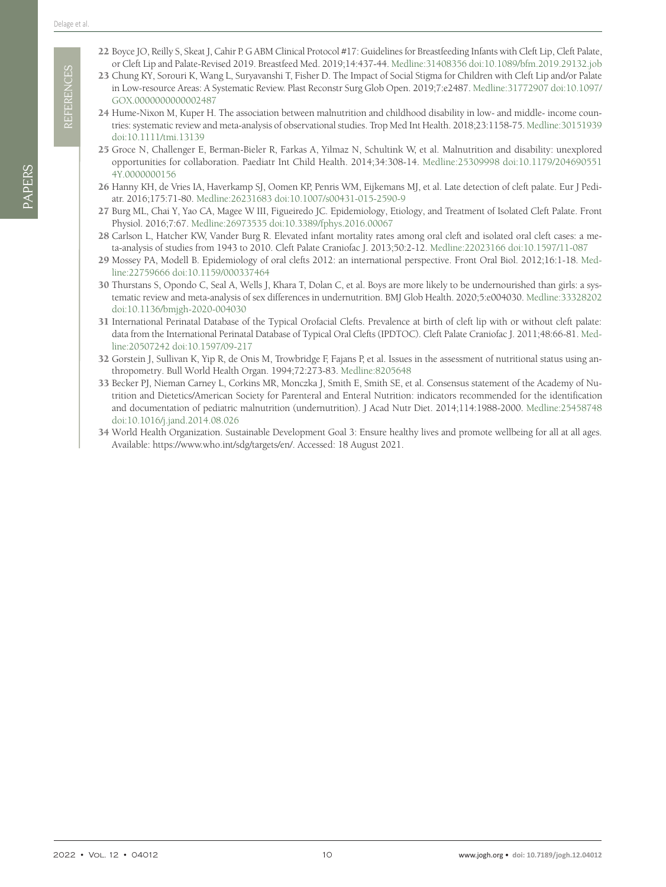22 Boyce JO, Reilly S, Skeat J, Cahir P. G ABM Clinical Protocol #17: Guidelines for Breastfeeding Infants with Cleft Lip, Cleft Palate, or Cleft Lip and Palate-Revised 2019. Breastfeed Med. 2019;14:437-44. Medline:31408356 doi:10.1089/bfm.2019.29132.job

23 Chung KY, Sorouri K, Wang L, Suryavanshi T, Fisher D. The Impact of Social Stigma for Children with Cleft Lip and/or Palate in Low-resource Areas: A Systematic Review. Plast Reconstr Surg Glob Open. 2019;7:e2487. Medline:31772907 doi:10.1097/GOX.0000000000002487

24 Hume-Nixon M, Kuper H. The association between malnutrition and childhood disability in low- and middle- income countries: systematic review and meta-analysis of observational studies. Trop Med Int Health. 2018;23:1158-75. Medline:30151939 doi:10.1111/tmi.13139

25 Groce N, Challenger E, Berman-Bieler R, Farkas A, Yilmaz N, Schultink W, et al. Malnutrition and disability: unexplored opportunities for collaboration. Paediatr Int Child Health. 2014;34:308-14. Medline:25309998 doi:10.1179/2046905514Y.0000000156

26 Hanny KH, de Vries IA, Haverkamp SJ, Oomen KP, Penris WM, Eijkemans MJ, et al. Late detection of cleft palate. Eur J Pediatr. 2016;175:71-80. Medline:26231683 doi:10.1007/s00431-015-2590-9

27 Burg ML, Chai Y, Yao CA, Magee W III, Figueiredo JC. Epidemiology, Etiology, and Treatment of Isolated Cleft Palate. Front Physiol. 2016;7:67. Medline:26973535 doi:10.3389/fphys.2016.00067

28 Carlson L, Hatcher KW, Vander Burg R. Elevated infant mortality rates among oral cleft and isolated oral cleft cases: a meta-analysis of studies from 1943 to 2010. Cleft Palate Craniofac J. 2013;50:2-12. Medline:22023166 doi:10.1597/11-087

29 Mossey PA, Modell B. Epidemiology of oral clefts 2012: an international perspective. Front Oral Biol. 2012;16:1-18. Medline:22759666 doi:10.1159/000337464

30 Thurstans S, Opondo C, Seal A, Wells J, Khara T, Dolan C, et al. Boys are more likely to be undernourished than girls: a systematic review and meta-analysis of sex differences in undernutrition. BMJ Glob Health. 2020;5:e004030. Medline:33328202 doi:10.1136/bmjgh-2020-004030

31 International Perinatal Database of the Typical Orofacial Clefts. Prevalence at birth of cleft lip with or without cleft palate: data from the International Perinatal Database of Typical Oral Clefts (IPDTOC). Cleft Palate Craniofac J. 2011;48:66-81. Medline:20507242 doi:10.1597/09-217

32 Gorstein J, Sullivan K, Yip R, de Onis M, Trowbridge F, Fajans P, et al. Issues in the assessment of nutritional status using anthropometry. Bull World Health Organ. 1994;72:273-83. Medline:8205648

33 Becker PJ, Nieman Carney L, Corkins MR, Monczka J, Smith E, Smith SE, et al. Consensus statement of the Academy of Nutrition and Dietetics/American Society for Parenteral and Enteral Nutrition: indicators recommended for the identification and documentation of pediatric malnutrition (undernutrition). J Acad Nutr Diet. 2014;114:1988-2000. Medline:25458748 doi:10.1016/j.jand.2014.08.026

34 World Health Organization. Sustainable Development Goal 3: Ensure healthy lives and promote wellbeing for all at all ages. Available: https://www.who.int/sdg/targets/en/. Accessed: 18 August 2021.